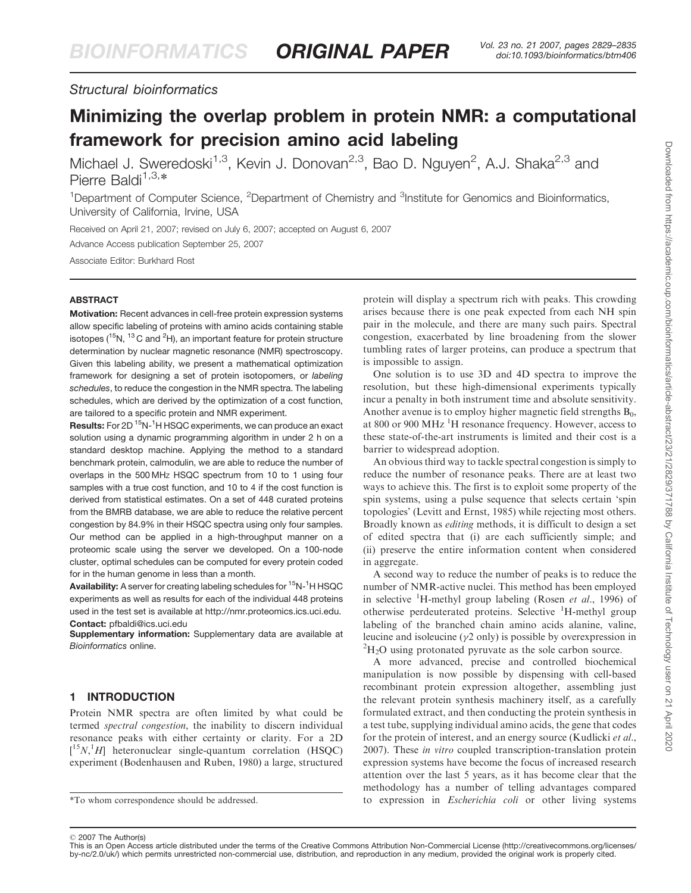Structural bioinformatics

# Minimizing the overlap problem in protein NMR: a computational framework for precision amino acid labeling

Michael J. Sweredoski[1,3], Kevin J. Donovan[2,3], Bao D. Nguyen[2], A.J. Shaka[2,3] and Pierre Baldi[1,3,*]

[1]Department of Computer Science, [2]Department of Chemistry and [3]Institute for Genomics and Bioinformatics, University of California, Irvine, USA

Received on April 21, 2007; revised on July 6, 2007; accepted on August 6, 2007

Advance Access publication September 25, 2007

Associate Editor: Burkhard Rost

## ABSTRACT

**Motivation:** Recent advances in cell-free protein expression systems allow specific labeling of proteins with amino acids containing stable isotopes ($^{15}$N, $^{13}$C and $^{2}$H), an important feature for protein structure determination by nuclear magnetic resonance (NMR) spectroscopy. Given this labeling ability, we present a mathematical optimization framework for designing a set of protein isotopomers, or *labeling schedules*, to reduce the congestion in the NMR spectra. The labeling schedules, which are derived by the optimization of a cost function, are tailored to a specific protein and NMR experiment.

**Results:** For 2D $^{15}$N-$^{1}$H HSQC experiments, we can produce an exact solution using a dynamic programming algorithm in under 2 h on a standard desktop machine. Applying the method to a standard benchmark protein, calmodulin, we are able to reduce the number of overlaps in the 500 MHz HSQC spectrum from 10 to 1 using four samples with a true cost function, and 10 to 4 if the cost function is derived from statistical estimates. On a set of 448 curated proteins from the BMRB database, we are able to reduce the relative percent congestion by 84.9% in their HSQC spectra using only four samples. Our method can be applied in a high-throughput manner on a proteomic scale using the server we developed. On a 100-node cluster, optimal schedules can be computed for every protein coded for in the human genome in less than a month.

**Availability:** A server for creating labeling schedules for $^{15}$N-$^{1}$H HSQC experiments as well as results for each of the individual 448 proteins used in the test set is available at http://nmr.proteomics.ics.uci.edu.

**Contact:** pfbaldi@ics.uci.edu

**Supplementary information:** Supplementary data are available at *Bioinformatics* online.

## 1 INTRODUCTION

Protein NMR spectra are often limited by what could be termed *spectral congestion*, the inability to discern individual resonance peaks with either certainty or clarity. For a 2D [$^{15}N$,$^{1}H$] heteronuclear single-quantum correlation (HSQC) experiment (Bodenhausen and Ruben, 1980) a large, structured protein will display a spectrum rich with peaks. This crowding arises because there is one peak expected from each NH spin pair in the molecule, and there are many such pairs. Spectral congestion, exacerbated by line broadening from the slower tumbling rates of larger proteins, can produce a spectrum that is impossible to assign.

One solution is to use 3D and 4D spectra to improve the resolution, but these high-dimensional experiments typically incur a penalty in both instrument time and absolute sensitivity. Another avenue is to employ higher magnetic field strengths $B_0$, at 800 or 900 MHz $^{1}$H resonance frequency. However, access to these state-of-the-art instruments is limited and their cost is a barrier to widespread adoption.

An obvious third way to tackle spectral congestion is simply to reduce the number of resonance peaks. There are at least two ways to achieve this. The first is to exploit some property of the spin systems, using a pulse sequence that selects certain 'spin topologies' (Levitt and Ernst, 1985) while rejecting most others. Broadly known as *editing* methods, it is difficult to design a set of edited spectra that (i) are each sufficiently simple; and (ii) preserve the entire information content when considered in aggregate.

A second way to reduce the number of peaks is to reduce the number of NMR-active nuclei. This method has been employed in selective $^{1}$H-methyl group labeling (Rosen *et al.*, 1996) of otherwise perdeuterated proteins. Selective $^{1}$H-methyl group labeling of the branched chain amino acids alanine, valine, leucine and isoleucine ($\gamma$2 only) is possible by overexpression in $^{2}H_2O$ using protonated pyruvate as the sole carbon source.

A more advanced, precise and controlled biochemical manipulation is now possible by dispensing with cell-based recombinant protein expression altogether, assembling just the relevant protein synthesis machinery itself, as a carefully formulated extract, and then conducting the protein synthesis in a test tube, supplying individual amino acids, the gene that codes for the protein of interest, and an energy source (Kudlicki *et al.*, 2007). These *in vitro* coupled transcription-translation protein expression systems have become the focus of increased research attention over the last 5 years, as it has become clear that the methodology has a number of telling advantages compared to expression in *Escherichia coli* or other living systems

*To whom correspondence should be addressed.

© 2007 The Author(s)
This is an Open Access article distributed under the terms of the Creative Commons Attribution Non-Commercial License (http://creativecommons.org/licenses/by-nc/2.0/uk/) which permits unrestricted non-commercial use, distribution, and reproduction in any medium, provided the original work is properly cited.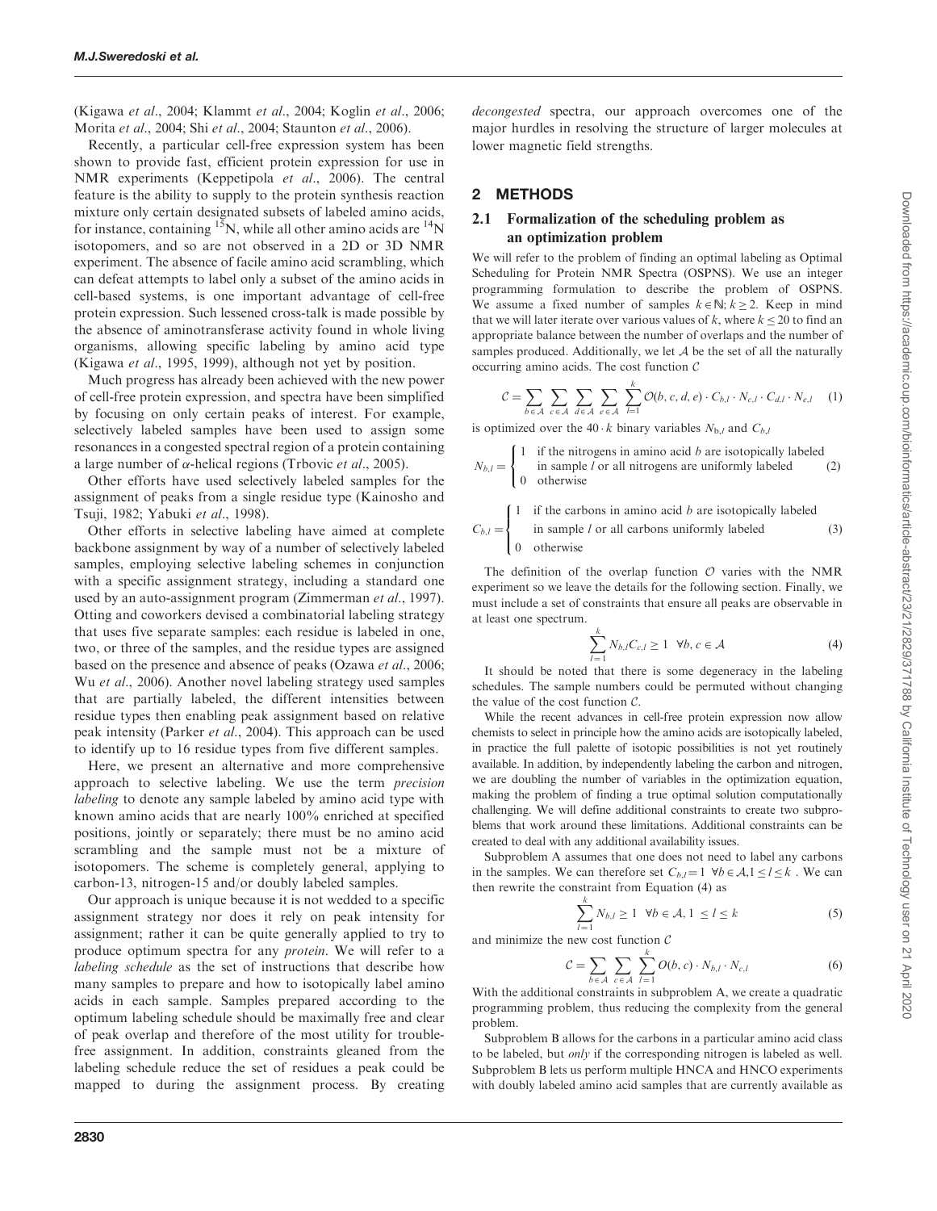(Kigawa *et al*., 2004; Klammt *et al*., 2004; Koglin *et al*., 2006; Morita *et al*., 2004; Shi *et al*., 2004; Staunton *et al*., 2006).

Recently, a particular cell-free expression system has been shown to provide fast, efficient protein expression for use in NMR experiments (Keppetipola *et al*., 2006). The central feature is the ability to supply to the protein synthesis reaction mixture only certain designated subsets of labeled amino acids, for instance, containing $^{15}N$, while all other amino acids are $^{14}N$ isotopomers, and so are not observed in a 2D or 3D NMR experiment. The absence of facile amino acid scrambling, which can defeat attempts to label only a subset of the amino acids in cell-based systems, is one important advantage of cell-free protein expression. Such lessened cross-talk is made possible by the absence of aminotransferase activity found in whole living organisms, allowing specific labeling by amino acid type (Kigawa *et al*., 1995, 1999), although not yet by position.

Much progress has already been achieved with the new power of cell-free protein expression, and spectra have been simplified by focusing on only certain peaks of interest. For example, selectively labeled samples have been used to assign some resonances in a congested spectral region of a protein containing a large number of α-helical regions (Trbovic *et al*., 2005).

Other efforts have used selectively labeled samples for the assignment of peaks from a single residue type (Kainosho and Tsuji, 1982; Yabuki *et al*., 1998).

Other efforts in selective labeling have aimed at complete backbone assignment by way of a number of selectively labeled samples, employing selective labeling schemes in conjunction with a specific assignment strategy, including a standard one used by an auto-assignment program (Zimmerman *et al*., 1997). Otting and coworkers devised a combinatorial labeling strategy that uses five separate samples: each residue is labeled in one, two, or three of the samples, and the residue types are assigned based on the presence and absence of peaks (Ozawa *et al*., 2006; Wu *et al*., 2006). Another novel labeling strategy used samples that are partially labeled, the different intensities between residue types then enabling peak assignment based on relative peak intensity (Parker *et al*., 2004). This approach can be used to identify up to 16 residue types from five different samples.

Here, we present an alternative and more comprehensive approach to selective labeling. We use the term *precision labeling* to denote any sample labeled by amino acid type with known amino acids that are nearly 100% enriched at specified positions, jointly or separately; there must be no amino acid scrambling and the sample must not be a mixture of isotopomers. The scheme is completely general, applying to carbon-13, nitrogen-15 and/or doubly labeled samples.

Our approach is unique because it is not wedded to a specific assignment strategy nor does it rely on peak intensity for assignment; rather it can be quite generally applied to try to produce optimum spectra for any *protein*. We will refer to a *labeling schedule* as the set of instructions that describe how many samples to prepare and how to isotopically label amino acids in each sample. Samples prepared according to the optimum labeling schedule should be maximally free and clear of peak overlap and therefore of the most utility for trouble-free assignment. In addition, constraints gleaned from the labeling schedule reduce the set of residues a peak could be mapped to during the assignment process. By creating *decongested* spectra, our approach overcomes one of the major hurdles in resolving the structure of larger molecules at lower magnetic field strengths.

## 2 METHODS

### 2.1 Formalization of the scheduling problem as an optimization problem

We will refer to the problem of finding an optimal labeling as Optimal Scheduling for Protein NMR Spectra (OSPNS). We use an integer programming formulation to describe the problem of OSPNS. We assume a fixed number of samples $k \in \mathbb{N}; k \geq 2$. Keep in mind that we will later iterate over various values of $k$, where $k \leq 20$ to find an appropriate balance between the number of overlaps and the number of samples produced. Additionally, we let $\mathcal{A}$ be the set of all the naturally occurring amino acids. The cost function $\mathcal{C}$

$$\mathcal{C} = \sum_{b \in \mathcal{A}} \sum_{c \in \mathcal{A}} \sum_{d \in \mathcal{A}} \sum_{e \in \mathcal{A}} \sum_{l=1}^{k} \mathcal{O}(b, c, d, e) \cdot C_{b,l} \cdot N_{c,l} \cdot C_{d,l} \cdot N_{e,l} \quad (1)$$

is optimized over the $40 \cdot k$ binary variables $N_{b,l}$ and $C_{b,l}$

$$N_{b,l} = \begin{cases} 1 & \text{if the nitrogens in amino acid } b \text{ are isotopically labeled} \\ & \text{in sample } l \text{ or all nitrogens are uniformly labeled} \\ 0 & \text{otherwise} \end{cases} \quad (2)$$

$$C_{b,l} = \begin{cases} 1 & \text{if the carbons in amino acid } b \text{ are isotopically labeled} \\ & \text{in sample } l \text{ or all carbons uniformly labeled} \\ 0 & \text{otherwise} \end{cases} \quad (3)$$

The definition of the overlap function $\mathcal{O}$ varies with the NMR experiment so we leave the details for the following section. Finally, we must include a set of constraints that ensure all peaks are observable in at least one spectrum.

$$\sum_{l=1}^{k} N_{b,l} C_{c,l} \geq 1 \quad \forall b, c \in \mathcal{A} \quad (4)$$

It should be noted that there is some degeneracy in the labeling schedules. The sample numbers could be permuted without changing the value of the cost function $\mathcal{C}$.

While the recent advances in cell-free protein expression now allow chemists to select in principle how the amino acids are isotopically labeled, in practice the full palette of isotopic possibilities is not yet routinely available. In addition, by independently labeling the carbon and nitrogen, we are doubling the number of variables in the optimization equation, making the problem of finding a true optimal solution computationally challenging. We will define additional constraints to create two subproblems that work around these limitations. Additional constraints can be created to deal with any additional availability issues.

Subproblem A assumes that one does not need to label any carbons in the samples. We can therefore set $C_{b,l} = 1 \ \forall b \in \mathcal{A}, 1 \leq l \leq k$ . We can then rewrite the constraint from Equation (4) as

$$\sum_{l=1}^{k} N_{b,l} \geq 1 \quad \forall b \in \mathcal{A}, 1 \leq l \leq k \quad (5)$$

and minimize the new cost function $\mathcal{C}$

$$\mathcal{C} = \sum_{b \in \mathcal{A}} \sum_{c \in \mathcal{A}} \sum_{l=1}^{k} O(b, c) \cdot N_{b,l} \cdot N_{c,l} \quad (6)$$

With the additional constraints in subproblem A, we create a quadratic programming problem, thus reducing the complexity from the general problem.

Subproblem B allows for the carbons in a particular amino acid class to be labeled, but *only* if the corresponding nitrogen is labeled as well. Subproblem B lets us perform multiple HNCA and HNCO experiments with doubly labeled amino acid samples that are currently available as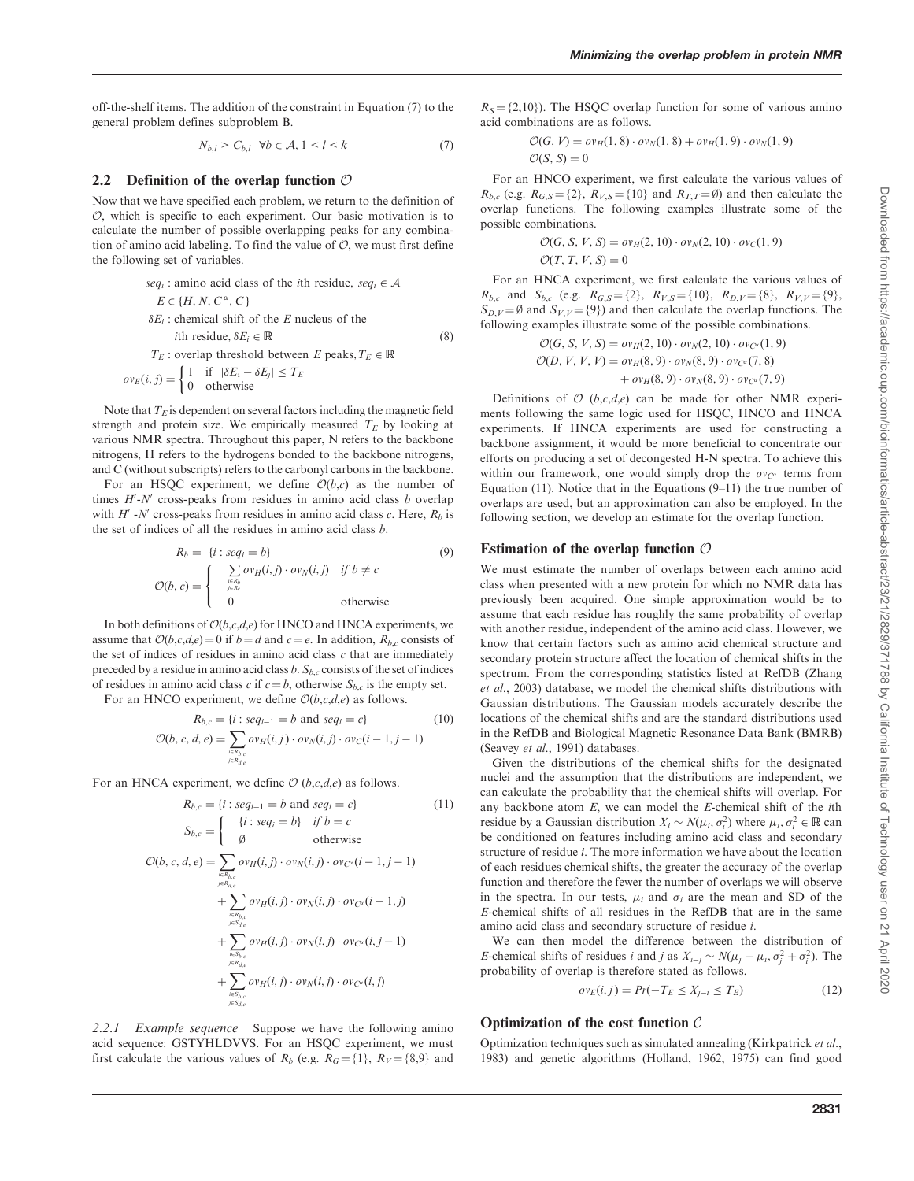off-the-shelf items. The addition of the constraint in Equation (7) to the general problem defines subproblem B.

$$N_{b,l} \geq C_{b,l} \quad \forall b \in \mathcal{A}, 1 \leq l \leq k \tag{7}$$

## 2.2 Definition of the overlap function $\mathcal{O}$

Now that we have specified each problem, we return to the definition of $\mathcal{O}$, which is specific to each experiment. Our basic motivation is to calculate the number of possible overlapping peaks for any combination of amino acid labeling. To find the value of $\mathcal{O}$, we must first define the following set of variables.

$$
\begin{aligned}
&seq_i : \text{amino acid class of the } i\text{th residue, } seq_i \in \mathcal{A} \\
&E \in \{H, N, C^{\alpha}, C\} \\
&\delta E_i : \text{chemical shift of the } E \text{ nucleus of the} \\
&\quad i\text{th residue, } \delta E_i \in \mathbb{R} \\
&T_E : \text{overlap threshold between } E \text{ peaks}, T_E \in \mathbb{R} \\
&ov_E(i,j) = \begin{cases} 1 & \text{if } |\delta E_i - \delta E_j| \leq T_E \\ 0 & \text{otherwise} \end{cases}
\end{aligned}
\tag{8}
$$

Note that $T_E$ is dependent on several factors including the magnetic field strength and protein size. We empirically measured $T_E$ by looking at various NMR spectra. Throughout this paper, N refers to the backbone nitrogens, H refers to the hydrogens bonded to the backbone nitrogens, and C (without subscripts) refers to the carbonyl carbons in the backbone.

For an HSQC experiment, we define $\mathcal{O}(b,c)$ as the number of times $H'$-$N'$ cross-peaks from residues in amino acid class $b$ overlap with $H'$ -$N'$ cross-peaks from residues in amino acid class $c$. Here, $R_b$ is the set of indices of all the residues in amino acid class $b$.

$$
\begin{aligned}
R_b &= \{i : seq_i = b\} \\
\mathcal{O}(b,c) &= \begin{cases} \sum\limits_{\substack{i \in R_b \\ j \in R_c}} ov_H(i,j) \cdot ov_N(i,j) & \text{if } b \neq c \\ 0 & \text{otherwise} \end{cases}
\end{aligned}
\tag{9}
$$

In both definitions of $\mathcal{O}(b,c,d,e)$ for HNCO and HNCA experiments, we assume that $\mathcal{O}(b,c,d,e) = 0$ if $b = d$ and $c = e$. In addition, $R_{b,c}$ consists of the set of indices of residues in amino acid class $c$ that are immediately preceded by a residue in amino acid class $b$. $S_{b,c}$ consists of the set of indices of residues in amino acid class $c$ if $c = b$, otherwise $S_{b,c}$ is the empty set.

For an HNCO experiment, we define $\mathcal{O}(b,c,d,e)$ as follows.

$$
\begin{aligned}
R_{b,c} &= \{i : seq_{i-1} = b \text{ and } seq_i = c\} \\
\mathcal{O}(b,c,d,e) &= \sum_{\substack{i \in R_{b,c} \\ j \in R_{d,e}}} ov_H(i,j) \cdot ov_N(i,j) \cdot ov_C(i-1, j-1)
\end{aligned}
\tag{10}
$$

For an HNCA experiment, we define $\mathcal{O}$ $(b,c,d,e)$ as follows.

$$
\begin{aligned}
R_{b,c} &= \{i : seq_{i-1} = b \text{ and } seq_i = c\} \\
S_{b,c} &= \begin{cases} \{i : seq_i = b\} & \text{if } b = c \\ \emptyset & \text{otherwise} \end{cases} \\
\mathcal{O}(b,c,d,e) &= \sum_{\substack{i \in R_{b,c} \\ j \in R_{d,e}}} ov_H(i,j) \cdot ov_N(i,j) \cdot ov_{C^{\alpha}}(i-1, j-1) \\
&+ \sum_{\substack{i \in R_{b,c} \\ j \in S_{d,e}}} ov_H(i,j) \cdot ov_N(i,j) \cdot ov_{C^{\alpha}}(i-1, j) \\
&+ \sum_{\substack{i \in S_{b,c} \\ j \in R_{d,e}}} ov_H(i,j) \cdot ov_N(i,j) \cdot ov_{C^{\alpha}}(i, j-1) \\
&+ \sum_{\substack{i \in S_{b,c} \\ j \in S_{d,e}}} ov_H(i,j) \cdot ov_N(i,j) \cdot ov_{C^{\alpha}}(i, j)
\end{aligned}
\tag{11}
$$

### 2.2.1 Example sequence

Suppose we have the following amino acid sequence: GSTYHLDVVS. For an HSQC experiment, we must first calculate the various values of $R_b$ (e.g. $R_G = \{1\}$, $R_V = \{8,9\}$ and $R_S = \{2,10\}$). The HSQC overlap function for some of various amino acid combinations are as follows.

$$
\begin{aligned}
&\mathcal{O}(G, V) = ov_H(1,8) \cdot ov_N(1,8) + ov_H(1,9) \cdot ov_N(1,9) \\
&\mathcal{O}(S, S) = 0
\end{aligned}
$$

For an HNCO experiment, we first calculate the various values of $R_{b,c}$ (e.g. $R_{G,S} = \{2\}$, $R_{V,S} = \{10\}$ and $R_{T,T} = \emptyset$) and then calculate the overlap functions. The following examples illustrate some of the possible combinations.

$$
\begin{aligned}
&\mathcal{O}(G, S, V, S) = ov_H(2,10) \cdot ov_N(2,10) \cdot ov_C(1,9) \\
&\mathcal{O}(T, T, V, S) = 0
\end{aligned}
$$

For an HNCA experiment, we first calculate the various values of $R_{b,c}$ and $S_{b,c}$ (e.g. $R_{G,S} = \{2\}$, $R_{V,S} = \{10\}$, $R_{D,V} = \{8\}$, $R_{V,V} = \{9\}$, $S_{D,V} = \emptyset$ and $S_{V,V} = \{9\}$) and then calculate the overlap functions. The following examples illustrate some of the possible combinations.

$$
\begin{aligned}
&\mathcal{O}(G, S, V, S) = ov_H(2,10) \cdot ov_N(2,10) \cdot ov_{C^{\alpha}}(1,9) \\
&\mathcal{O}(D, V, V, V) = ov_H(8,9) \cdot ov_N(8,9) \cdot ov_{C^{\alpha}}(7,8) \\
&\qquad + ov_H(8,9) \cdot ov_N(8,9) \cdot ov_{C^{\alpha}}(7,9)
\end{aligned}
$$

Definitions of $\mathcal{O}$ $(b,c,d,e)$ can be made for other NMR experiments following the same logic used for HSQC, HNCO and HNCA experiments. If HNCA experiments are used for constructing a backbone assignment, it would be more beneficial to concentrate our efforts on producing a set of decongested H-N spectra. To achieve this within our framework, one would simply drop the $ov_{C^{\alpha}}$ terms from Equation (11). Notice that in the Equations (9–11) the true number of overlaps are used, but an approximation can also be employed. In the following section, we develop an estimate for the overlap function.

### Estimation of the overlap function $\mathcal{O}$

We must estimate the number of overlaps between each amino acid class when presented with a new protein for which no NMR data has previously been acquired. One simple approximation would be to assume that each residue has roughly the same probability of overlap with another residue, independent of the amino acid class. However, we know that certain factors such as amino acid chemical structure and secondary protein structure affect the location of chemical shifts in the spectrum. From the corresponding statistics listed at RefDB (Zhang *et al.*, 2003) database, we model the chemical shifts distributions with Gaussian distributions. The Gaussian models accurately describe the locations of the chemical shifts and are the standard distributions used in the RefDB and Biological Magnetic Resonance Data Bank (BMRB) (Seavey *et al.*, 1991) databases.

Given the distributions of the chemical shifts for the designated nuclei and the assumption that the distributions are independent, we can calculate the probability that the chemical shifts will overlap. For any backbone atom $E$, we can model the $E$-chemical shift of the $i$th residue by a Gaussian distribution $X_i \sim N(\mu_i, \sigma_i^2)$ where $\mu_i, \sigma_i^2 \in \mathbb{R}$ can be conditioned on features including amino acid class and secondary structure of residue $i$. The more information we have about the location of each residues chemical shifts, the greater the accuracy of the overlap function and therefore the fewer the number of overlaps we will observe in the spectra. In our tests, $\mu_i$ and $\sigma_i$ are the mean and SD of the $E$-chemical shifts of all residues in the RefDB that are in the same amino acid class and secondary structure of residue $i$.

We can then model the difference between the distribution of $E$-chemical shifts of residues $i$ and $j$ as $X_{i-j} \sim N(\mu_j - \mu_i, \sigma_j^2 + \sigma_i^2)$. The probability of overlap is therefore stated as follows.

$$ov_E(i,j) = Pr(-T_E \leq X_{j-i} \leq T_E) \tag{12}$$

### Optimization of the cost function $\mathcal{C}$

Optimization techniques such as simulated annealing (Kirkpatrick *et al.*, 1983) and genetic algorithms (Holland, 1962, 1975) can find good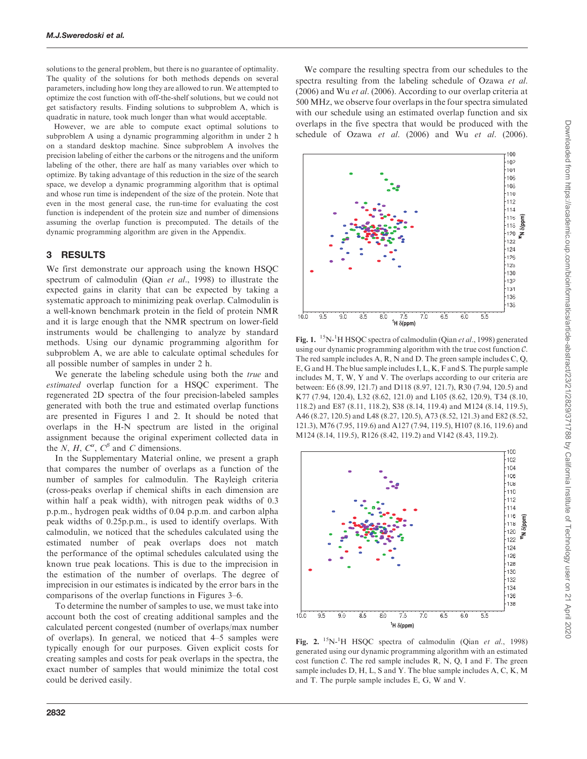solutions to the general problem, but there is no guarantee of optimality. The quality of the solutions for both methods depends on several parameters, including how long they are allowed to run. We attempted to optimize the cost function with off-the-shelf solutions, but we could not get satisfactory results. Finding solutions to subproblem A, which is quadratic in nature, took much longer than what would acceptable.

However, we are able to compute exact optimal solutions to subproblem A using a dynamic programming algorithm in under 2 h on a standard desktop machine. Since subproblem A involves the precision labeling of either the carbons or the nitrogens and the uniform labeling of the other, there are half as many variables over which to optimize. By taking advantage of this reduction in the size of the search space, we develop a dynamic programming algorithm that is optimal and whose run time is independent of the size of the protein. Note that even in the most general case, the run-time for evaluating the cost function is independent of the protein size and number of dimensions assuming the overlap function is precomputed. The details of the dynamic programming algorithm are given in the Appendix.

## 3 RESULTS

We first demonstrate our approach using the known HSQC spectrum of calmodulin (Qian *et al.*, 1998) to illustrate the expected gains in clarity that can be expected by taking a systematic approach to minimizing peak overlap. Calmodulin is a well-known benchmark protein in the field of protein NMR and it is large enough that the NMR spectrum on lower-field instruments would be challenging to analyze by standard methods. Using our dynamic programming algorithm for subproblem A, we are able to calculate optimal schedules for all possible number of samples in under 2 h.

We generate the labeling schedule using both the *true* and *estimated* overlap function for a HSQC experiment. The regenerated 2D spectra of the four precision-labeled samples generated with both the true and estimated overlap functions are presented in Figures 1 and 2. It should be noted that overlaps in the H-N spectrum are listed in the original assignment because the original experiment collected data in the $N$, $H$, $C^{\alpha}$, $C^{\beta}$ and $C$ dimensions.

In the Supplementary Material online, we present a graph that compares the number of overlaps as a function of the number of samples for calmodulin. The Rayleigh criteria (cross-peaks overlap if chemical shifts in each dimension are within half a peak width), with nitrogen peak widths of 0.3 p.p.m., hydrogen peak widths of 0.04 p.p.m. and carbon alpha peak widths of 0.25p.p.m., is used to identify overlaps. With calmodulin, we noticed that the schedules calculated using the estimated number of peak overlaps does not match the performance of the optimal schedules calculated using the known true peak locations. This is due to the imprecision in the estimation of the number of overlaps. The degree of imprecision in our estimates is indicated by the error bars in the comparisons of the overlap functions in Figures 3–6.

To determine the number of samples to use, we must take into account both the cost of creating additional samples and the calculated percent congested (number of overlaps/max number of overlaps). In general, we noticed that 4–5 samples were typically enough for our purposes. Given explicit costs for creating samples and costs for peak overlaps in the spectra, the exact number of samples that would minimize the total cost could be derived easily.

We compare the resulting spectra from our schedules to the spectra resulting from the labeling schedule of Ozawa *et al.* (2006) and Wu *et al.* (2006). According to our overlap criteria at 500 MHz, we observe four overlaps in the four spectra simulated with our schedule using an estimated overlap function and six overlaps in the five spectra that would be produced with the schedule of Ozawa *et al.* (2006) and Wu *et al.* (2006).

**Fig. 1.** $^{15}$N-$^{1}$H HSQC spectra of calmodulin (Qian *et al.*, 1998) generated using our dynamic programming algorithm with the true cost function $\mathcal{C}$. The red sample includes A, R, N and D. The green sample includes C, Q, E, G and H. The blue sample includes I, L, K, F and S. The purple sample includes M, T, W, Y and V. The overlaps according to our criteria are between: E6 (8.99, 121.7) and D118 (8.97, 121.7), R30 (7.94, 120.5) and K77 (7.94, 120.4), L32 (8.62, 121.0) and L105 (8.62, 120.9), T34 (8.10, 118.2) and E87 (8.11, 118.2), S38 (8.14, 119.4) and M124 (8.14, 119.5), A46 (8.27, 120.5) and L48 (8.27, 120.5), A73 (8.52, 121.3) and E82 (8.52, 121.3), M76 (7.95, 119.6) and A127 (7.94, 119.5), H107 (8.16, 119.6) and M124 (8.14, 119.5), R126 (8.42, 119.2) and V142 (8.43, 119.2).

**Fig. 2.** $^{15}$N-$^{1}$H HSQC spectra of calmodulin (Qian *et al.*, 1998) generated using our dynamic programming algorithm with an estimated cost function $\mathcal{C}$. The red sample includes R, N, Q, I and F. The green sample includes D, H, L, S and Y. The blue sample includes A, C, K, M and T. The purple sample includes E, G, W and V.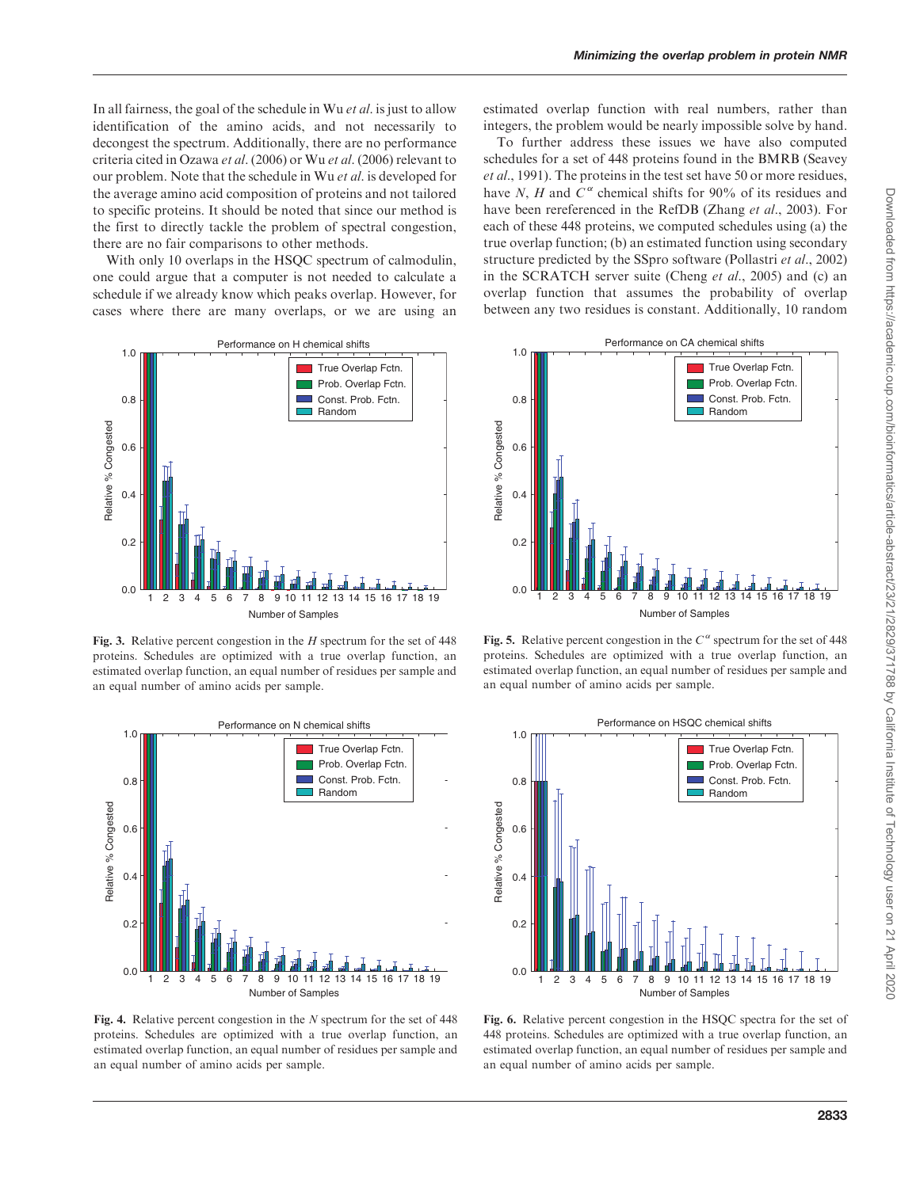In all fairness, the goal of the schedule in Wu *et al.* is just to allow identification of the amino acids, and not necessarily to decongest the spectrum. Additionally, there are no performance criteria cited in Ozawa *et al.* (2006) or Wu *et al.* (2006) relevant to our problem. Note that the schedule in Wu *et al.* is developed for the average amino acid composition of proteins and not tailored to specific proteins. It should be noted that since our method is the first to directly tackle the problem of spectral congestion, there are no fair comparisons to other methods.

With only 10 overlaps in the HSQC spectrum of calmodulin, one could argue that a computer is not needed to calculate a schedule if we already know which peaks overlap. However, for cases where there are many overlaps, or we are using an estimated overlap function with real numbers, rather than integers, the problem would be nearly impossible solve by hand.

To further address these issues we have also computed schedules for a set of 448 proteins found in the BMRB (Seavey *et al.*, 1991). The proteins in the test set have 50 or more residues, have $N$, $H$ and $C^{\alpha}$ chemical shifts for 90% of its residues and have been rereferenced in the RefDB (Zhang *et al.*, 2003). For each of these 448 proteins, we computed schedules using (a) the true overlap function; (b) an estimated function using secondary structure predicted by the SSpro software (Pollastri *et al.*, 2002) in the SCRATCH server suite (Cheng *et al.*, 2005) and (c) an overlap function that assumes the probability of overlap between any two residues is constant. Additionally, 10 random

**Fig. 3.** Relative percent congestion in the $H$ spectrum for the set of 448 proteins. Schedules are optimized with a true overlap function, an estimated overlap function, an equal number of residues per sample and an equal number of amino acids per sample.

**Fig. 4.** Relative percent congestion in the $N$ spectrum for the set of 448 proteins. Schedules are optimized with a true overlap function, an estimated overlap function, an equal number of residues per sample and an equal number of amino acids per sample.

**Fig. 5.** Relative percent congestion in the $C^{\alpha}$ spectrum for the set of 448 proteins. Schedules are optimized with a true overlap function, an estimated overlap function, an equal number of residues per sample and an equal number of amino acids per sample.

**Fig. 6.** Relative percent congestion in the HSQC spectra for the set of 448 proteins. Schedules are optimized with a true overlap function, an estimated overlap function, an equal number of residues per sample and an equal number of amino acids per sample.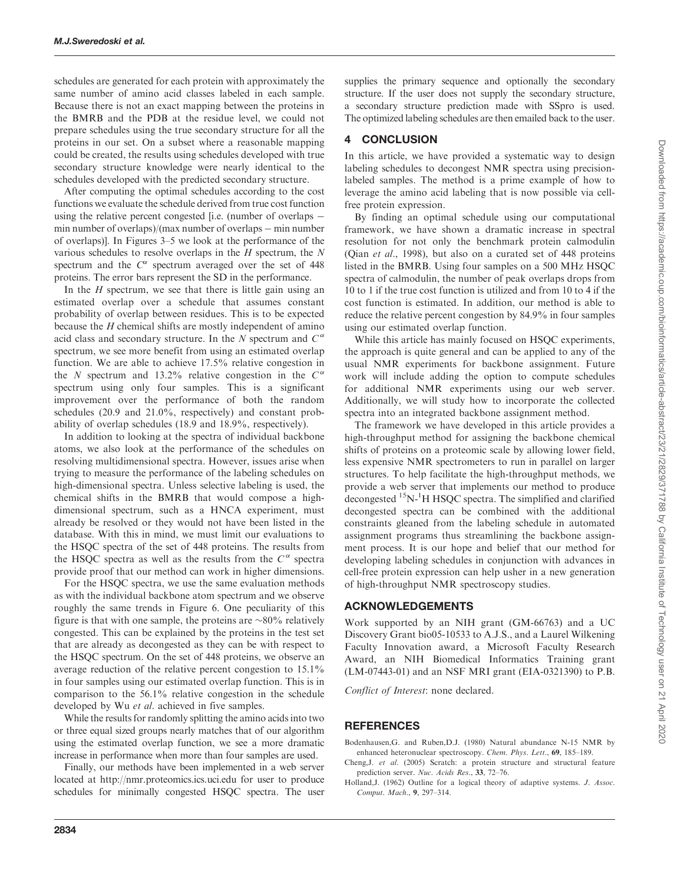schedules are generated for each protein with approximately the same number of amino acid classes labeled in each sample. Because there is not an exact mapping between the proteins in the BMRB and the PDB at the residue level, we could not prepare schedules using the true secondary structure for all the proteins in our set. On a subset where a reasonable mapping could be created, the results using schedules developed with true secondary structure knowledge were nearly identical to the schedules developed with the predicted secondary structure.

After computing the optimal schedules according to the cost functions we evaluate the schedule derived from true cost function using the relative percent congested [i.e. (number of overlaps − min number of overlaps)/(max number of overlaps − min number of overlaps)]. In Figures 3–5 we look at the performance of the various schedules to resolve overlaps in the $H$ spectrum, the $N$ spectrum and the $C^{\alpha}$ spectrum averaged over the set of 448 proteins. The error bars represent the SD in the performance.

In the $H$ spectrum, we see that there is little gain using an estimated overlap over a schedule that assumes constant probability of overlap between residues. This is to be expected because the $H$ chemical shifts are mostly independent of amino acid class and secondary structure. In the $N$ spectrum and $C^{\alpha}$ spectrum, we see more benefit from using an estimated overlap function. We are able to achieve 17.5% relative congestion in the $N$ spectrum and 13.2% relative congestion in the $C^{\alpha}$ spectrum using only four samples. This is a significant improvement over the performance of both the random schedules (20.9 and 21.0%, respectively) and constant probability of overlap schedules (18.9 and 18.9%, respectively).

In addition to looking at the spectra of individual backbone atoms, we also look at the performance of the schedules on resolving multidimensional spectra. However, issues arise when trying to measure the performance of the labeling schedules on high-dimensional spectra. Unless selective labeling is used, the chemical shifts in the BMRB that would compose a high-dimensional spectrum, such as a HNCA experiment, must already be resolved or they would not have been listed in the database. With this in mind, we must limit our evaluations to the HSQC spectra of the set of 448 proteins. The results from the HSQC spectra as well as the results from the $C^{\alpha}$ spectra provide proof that our method can work in higher dimensions.

For the HSQC spectra, we use the same evaluation methods as with the individual backbone atom spectrum and we observe roughly the same trends in Figure 6. One peculiarity of this figure is that with one sample, the proteins are ~80% relatively congested. This can be explained by the proteins in the test set that are already as decongested as they can be with respect to the HSQC spectrum. On the set of 448 proteins, we observe an average reduction of the relative percent congestion to 15.1% in four samples using our estimated overlap function. This is in comparison to the 56.1% relative congestion in the schedule developed by Wu *et al.* achieved in five samples.

While the results for randomly splitting the amino acids into two or three equal sized groups nearly matches that of our algorithm using the estimated overlap function, we see a more dramatic increase in performance when more than four samples are used.

Finally, our methods have been implemented in a web server located at http://nmr.proteomics.ics.uci.edu for user to produce schedules for minimally congested HSQC spectra. The user supplies the primary sequence and optionally the secondary structure. If the user does not supply the secondary structure, a secondary structure prediction made with SSpro is used. The optimized labeling schedules are then emailed back to the user.

## 4 CONCLUSION

In this article, we have provided a systematic way to design labeling schedules to decongest NMR spectra using precision-labeled samples. The method is a prime example of how to leverage the amino acid labeling that is now possible via cell-free protein expression.

By finding an optimal schedule using our computational framework, we have shown a dramatic increase in spectral resolution for not only the benchmark protein calmodulin (Qian *et al.*, 1998), but also on a curated set of 448 proteins listed in the BMRB. Using four samples on a 500 MHz HSQC spectra of calmodulin, the number of peak overlaps drops from 10 to 1 if the true cost function is utilized and from 10 to 4 if the cost function is estimated. In addition, our method is able to reduce the relative percent congestion by 84.9% in four samples using our estimated overlap function.

While this article has mainly focused on HSQC experiments, the approach is quite general and can be applied to any of the usual NMR experiments for backbone assignment. Future work will include adding the option to compute schedules for additional NMR experiments using our web server. Additionally, we will study how to incorporate the collected spectra into an integrated backbone assignment method.

The framework we have developed in this article provides a high-throughput method for assigning the backbone chemical shifts of proteins on a proteomic scale by allowing lower field, less expensive NMR spectrometers to run in parallel on larger structures. To help facilitate the high-throughput methods, we provide a web server that implements our method to produce decongested $^{15}N$-$^{1}H$ HSQC spectra. The simplified and clarified decongested spectra can be combined with the additional constraints gleaned from the labeling schedule in automated assignment programs thus streamlining the backbone assignment process. It is our hope and belief that our method for developing labeling schedules in conjunction with advances in cell-free protein expression can help usher in a new generation of high-throughput NMR spectroscopy studies.

## ACKNOWLEDGEMENTS

Work supported by an NIH grant (GM-66763) and a UC Discovery Grant bio05-10533 to A.J.S., and a Laurel Wilkening Faculty Innovation award, a Microsoft Faculty Research Award, an NIH Biomedical Informatics Training grant (LM-07443-01) and an NSF MRI grant (EIA-0321390) to P.B.

*Conflict of Interest*: none declared.

## REFERENCES

Bodenhausen,G. and Ruben,D.J. (1980) Natural abundance N-15 NMR by enhanced heteronuclear spectroscopy. *Chem. Phys. Lett.*, **69**, 185–189.

Cheng,J. *et al.* (2005) Scratch: a protein structure and structural feature prediction server. *Nuc. Acids Res.*, **33**, 72–76.

Holland,J. (1962) Outline for a logical theory of adaptive systems. *J. Assoc. Comput. Mach.*, **9**, 297–314.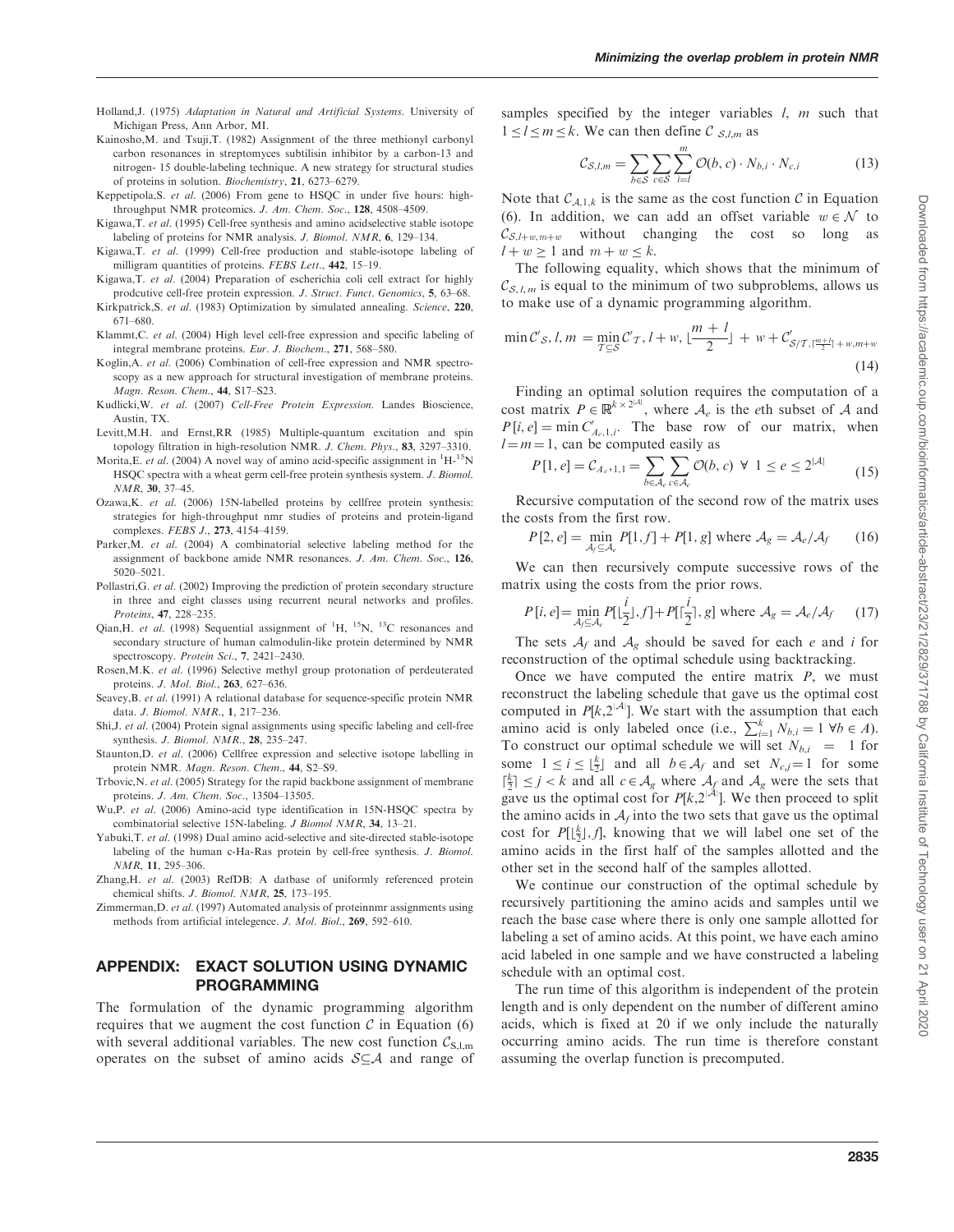Holland,J. (1975) *Adaptation in Natural and Artificial Systems*. University of Michigan Press, Ann Arbor, MI.

Kainosho,M. and Tsuji,T. (1982) Assignment of the three methionyl carbonyl carbon resonances in streptomyces subtilisin inhibitor by a carbon-13 and nitrogen- 15 double-labeling technique. A new strategy for structural studies of proteins in solution. *Biochemistry*, **21**, 6273–6279.

Keppetipola,S. *et al.* (2006) From gene to HSQC in under five hours: high-throughput NMR proteomics. *J. Am. Chem. Soc.*, **128**, 4508–4509.

Kigawa,T. *et al.* (1995) Cell-free synthesis and amino acidselective stable isotope labeling of proteins for NMR analysis. *J. Biomol. NMR*, **6**, 129–134.

Kigawa,T. *et al.* (1999) Cell-free production and stable-isotope labeling of milligram quantities of proteins. *FEBS Lett*., **442**, 15–19.

Kigawa,T. *et al.* (2004) Preparation of escherichia coli cell extract for highly prodcutive cell-free protein expression. *J. Struct. Funct. Genomics*, **5**, 63–68.

Kirkpatrick,S. *et al.* (1983) Optimization by simulated annealing. *Science*, **220**, 671–680.

Klammt,C. *et al.* (2004) High level cell-free expression and specific labeling of integral membrane proteins. *Eur. J. Biochem*., **271**, 568–580.

Koglin,A. *et al.* (2006) Combination of cell-free expression and NMR spectroscopy as a new approach for structural investigation of membrane proteins. *Magn. Reson. Chem*., **44**, S17–S23.

Kudlicki,W. *et al.* (2007) *Cell-Free Protein Expression*. Landes Bioscience, Austin, TX.

Levitt,M.H. and Ernst,RR (1985) Multiple-quantum excitation and spin topology filtration in high-resolution NMR. *J. Chem. Phys*., **83**, 3297–3310.

Morita,E. *et al.* (2004) A novel way of amino acid-specific assignment in $^1$H-$^{15}$N HSQC spectra with a wheat germ cell-free protein synthesis system. *J. Biomol. NMR*, **30**, 37–45.

Ozawa,K. *et al.* (2006) 15N-labelled proteins by cellfree protein synthesis: strategies for high-throughput nmr studies of proteins and protein-ligand complexes. *FEBS J*., **273**, 4154–4159.

Parker,M. *et al.* (2004) A combinatorial selective labeling method for the assignment of backbone amide NMR resonances. *J. Am. Chem. Soc*., **126**, 5020–5021.

Pollastri,G. *et al.* (2002) Improving the prediction of protein secondary structure in three and eight classes using recurrent neural networks and profiles. *Proteins*, **47**, 228–235.

Qian,H. *et al.* (1998) Sequential assignment of $^1$H, $^{15}$N, $^{13}$C resonances and secondary structure of human calmodulin-like protein determined by NMR spectroscopy. *Protein Sci*., **7**, 2421–2430.

Rosen,M.K. *et al.* (1996) Selective methyl group protonation of perdeuterated proteins. *J. Mol. Biol*., **263**, 627–636.

Seavey,B. *et al.* (1991) A relational database for sequence-specific protein NMR data. *J. Biomol. NMR*., **1**, 217–236.

Shi,J. *et al.* (2004) Protein signal assignments using specific labeling and cell-free synthesis. *J. Biomol. NMR*., **28**, 235–247.

Staunton,D. *et al.* (2006) Cellfree expression and selective isotope labelling in protein NMR. *Magn. Reson. Chem*., **44**, S2–S9.

Trbovic,N. *et al.* (2005) Strategy for the rapid backbone assignment of membrane proteins. *J. Am. Chem. Soc*., 13504–13505.

Wu,P. *et al.* (2006) Amino-acid type identification in 15N-HSQC spectra by combinatorial selective 15N-labeling. *J Biomol NMR*, **34**, 13–21.

Yabuki,T. *et al.* (1998) Dual amino acid-selective and site-directed stable-isotope labeling of the human c-Ha-Ras protein by cell-free synthesis. *J. Biomol. NMR*, **11**, 295–306.

Zhang,H. *et al.* (2003) RefDB: A datbase of uniformly referenced protein chemical shifts. *J. Biomol. NMR*, **25**, 173–195.

Zimmerman,D. *et al.* (1997) Automated analysis of proteinnmr assignments using methods from artificial intelegence. *J. Mol. Biol*., **269**, 592–610.

## APPENDIX: EXACT SOLUTION USING DYNAMIC PROGRAMMING

The formulation of the dynamic programming algorithm requires that we augment the cost function $\mathcal{C}$ in Equation (6) with several additional variables. The new cost function $\mathcal{C}_{S,l,m}$ operates on the subset of amino acids $\mathcal{S} \subseteq \mathcal{A}$ and range of samples specified by the integer variables $l$, $m$ such that $1 \le l \le m \le k$. We can then define $\mathcal{C}_{\mathcal{S},l,m}$ as

$$\mathcal{C}_{\mathcal{S},l,m} = \sum_{b \in \mathcal{S}} \sum_{c \in \mathcal{S}} \sum_{i=l}^{m} \mathcal{O}(b,c) \cdot N_{b,i} \cdot N_{c,i} \tag{13}$$

Note that $\mathcal{C}_{\mathcal{A},1,k}$ is the same as the cost function $\mathcal{C}$ in Equation (6). In addition, we can add an offset variable $w \in \mathcal{N}$ to $\mathcal{C}_{\mathcal{S},l+w,m+w}$ without changing the cost so long as $l+w \ge 1$ and $m+w \le k$.

The following equality, which shows that the minimum of $\mathcal{C}_{\mathcal{S},l,m}$ is equal to the minimum of two subproblems, allows us to make use of a dynamic programming algorithm.

$$\min \mathcal{C}'_{\mathcal{S}}, l, m = \min_{\mathcal{T} \subseteq \mathcal{S}} \mathcal{C}'_{\mathcal{T}}, l+w, \lfloor \frac{m+l}{2} \rfloor + w + \mathcal{C}'_{\mathcal{S}/\mathcal{T}, \lceil \frac{m+l}{2} \rceil + w, m+w} \tag{14}$$

Finding an optimal solution requires the computation of a cost matrix $P \in \mathbb{R}^{k \times 2^{|\mathcal{A}|}}$, where $\mathcal{A}_e$ is the $e$th subset of $\mathcal{A}$ and $P[i,e] = \min C'_{\mathcal{A}_e,1,i}$. The base row of our matrix, when $l = m = 1$, can be computed easily as

$$P[1,e] = \mathcal{C}_{\mathcal{A}_e,1,1} = \sum_{b \in \mathcal{A}_e} \sum_{c \in \mathcal{A}_e} \mathcal{O}(b,c) \;\; \forall \;\; 1 \le e \le 2^{|\mathcal{A}|} \tag{15}$$

Recursive computation of the second row of the matrix uses the costs from the first row.

$$P[2,e] = \min_{\mathcal{A}_f \subseteq \mathcal{A}_e} P[1,f] + P[1,g] \text{ where } \mathcal{A}_g = \mathcal{A}_e / \mathcal{A}_f \tag{16}$$

We can then recursively compute successive rows of the matrix using the costs from the prior rows.

$$P[i,e] = \min_{\mathcal{A}_f \subseteq \mathcal{A}_e} P[\lfloor \frac{i}{2} \rfloor, f] + P[\lceil \frac{i}{2} \rceil, g] \text{ where } \mathcal{A}_g = \mathcal{A}_e / \mathcal{A}_f \tag{17}$$

The sets $\mathcal{A}_f$ and $\mathcal{A}_g$ should be saved for each $e$ and $i$ for reconstruction of the optimal schedule using backtracking.

Once we have computed the entire matrix $P$, we must reconstruct the labeling schedule that gave us the optimal cost computed in $P[k, 2^{|\mathcal{A}|}]$. We start with the assumption that each amino acid is only labeled once (i.e., $\sum_{i=1}^{k} N_{b,i} = 1 \; \forall b \in A$). To construct our optimal schedule we will set $N_{b,i} = 1$ for some $1 \le i \le \lfloor \frac{k}{2} \rfloor$ and all $b \in \mathcal{A}_f$ and set $N_{c,j} = 1$ for some $\lceil \frac{k}{2} \rceil \le j < k$ and all $c \in \mathcal{A}_g$ where $\mathcal{A}_f$ and $\mathcal{A}_g$ were the sets that gave us the optimal cost for $P[k, 2^{|\mathcal{A}|}]$. We then proceed to split the amino acids in $\mathcal{A}_f$ into the two sets that gave us the optimal cost for $P[\lfloor \frac{k}{2} \rfloor, f]$, knowing that we will label one set of the amino acids in the first half of the samples allotted and the other set in the second half of the samples allotted.

We continue our construction of the optimal schedule by recursively partitioning the amino acids and samples until we reach the base case where there is only one sample allotted for labeling a set of amino acids. At this point, we have each amino acid labeled in one sample and we have constructed a labeling schedule with an optimal cost.

The run time of this algorithm is independent of the protein length and is only dependent on the number of different amino acids, which is fixed at 20 if we only include the naturally occurring amino acids. The run time is therefore constant assuming the overlap function is precomputed.